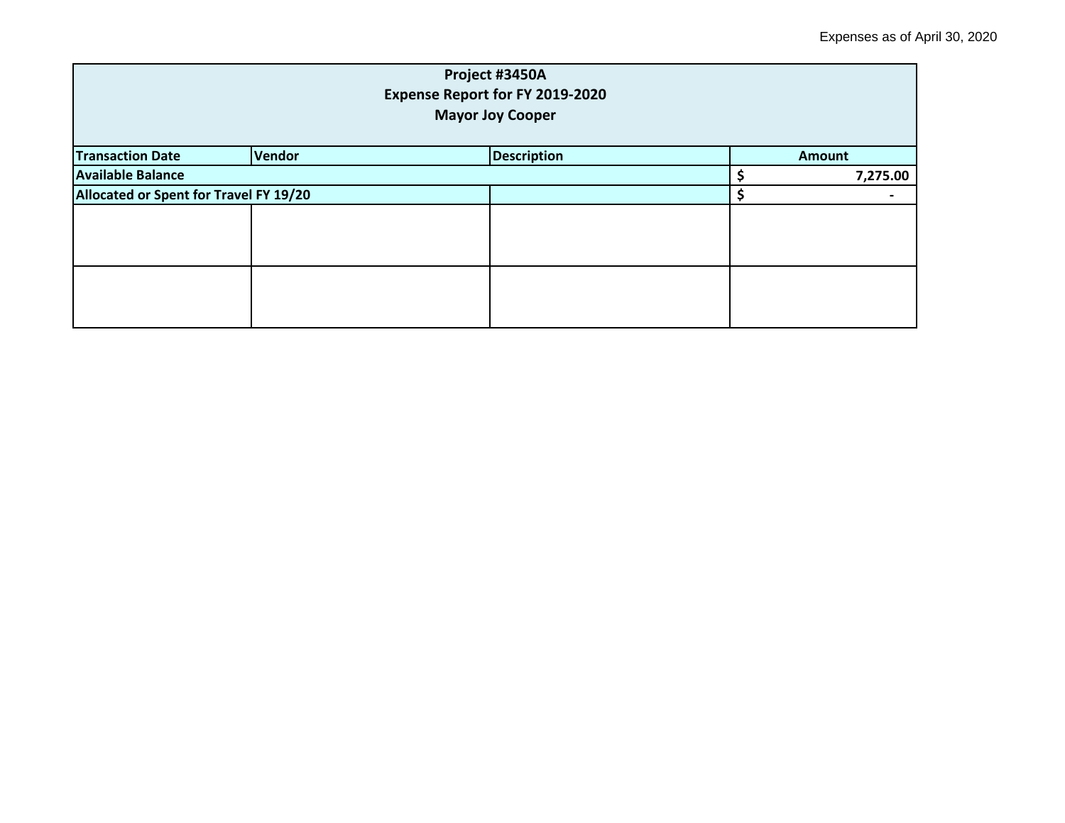Expenses as of April 30, 2020

| Project #3450A<br>Expense Report for FY 2019-2020<br>Mayor Joy Cooper | | | |
|---|---|---|---|
| **Transaction Date** | **Vendor** | **Description** | **Amount** |
| **Available Balance** | | | **$ 7,275.00** |
| **Allocated or Spent for Travel FY 19/20** | | | **$ -** |
| | | | |
| | | | |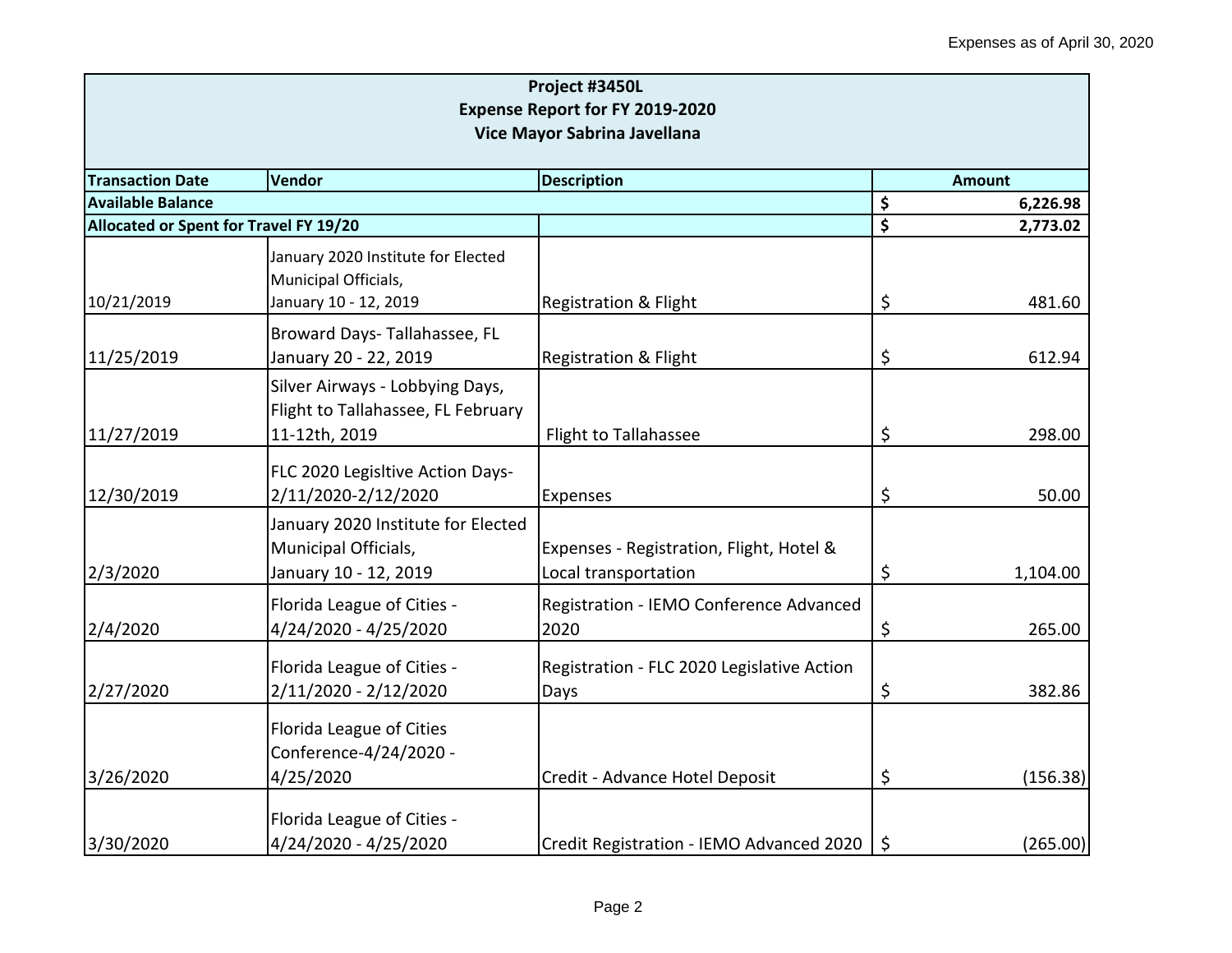Expenses as of April 30, 2020

| **Project #3450L**<br>**Expense Report for FY 2019-2020**<br>**Vice Mayor Sabrina Javellana** | | | |
|---|---|---|---|
| **Transaction Date** | **Vendor** | **Description** | **Amount** |
| **Available Balance** | | | **$ 6,226.98** |
| **Allocated or Spent for Travel FY 19/20** | | | **$ 2,773.02** |
| 10/21/2019 | January 2020 Institute for Elected Municipal Officials, January 10 - 12, 2019 | Registration & Flight | $ 481.60 |
| 11/25/2019 | Broward Days- Tallahassee, FL January 20 - 22, 2019 | Registration & Flight | $ 612.94 |
| 11/27/2019 | Silver Airways - Lobbying Days, Flight to Tallahassee, FL February 11-12th, 2019 | Flight to Tallahassee | $ 298.00 |
| 12/30/2019 | FLC 2020 Legisltive Action Days- 2/11/2020-2/12/2020 | Expenses | $ 50.00 |
| 2/3/2020 | January 2020 Institute for Elected Municipal Officials, January 10 - 12, 2019 | Expenses - Registration, Flight, Hotel & Local transportation | $ 1,104.00 |
| 2/4/2020 | Florida League of Cities - 4/24/2020 - 4/25/2020 | Registration - IEMO Conference Advanced 2020 | $ 265.00 |
| 2/27/2020 | Florida League of Cities - 2/11/2020 - 2/12/2020 | Registration - FLC 2020 Legislative Action Days | $ 382.86 |
| 3/26/2020 | Florida League of Cities Conference-4/24/2020 - 4/25/2020 | Credit - Advance Hotel Deposit | $ (156.38) |
| 3/30/2020 | Florida League of Cities - 4/24/2020 - 4/25/2020 | Credit Registration - IEMO Advanced 2020 | $ (265.00) |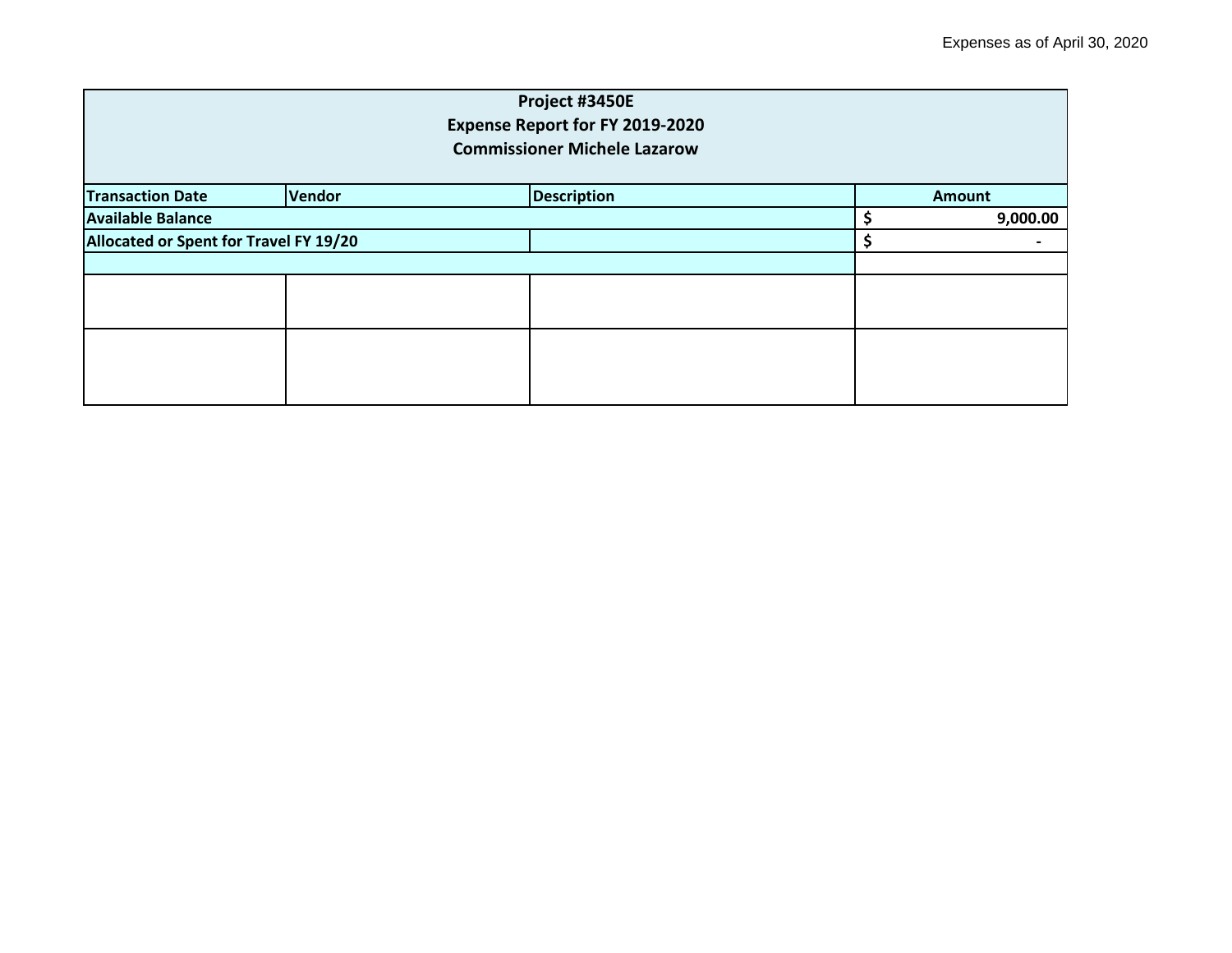Expenses as of April 30, 2020

| Project #3450E<br>Expense Report for FY 2019-2020<br>Commissioner Michele Lazarow | | | |
|---|---|---|---|
| **Transaction Date** | **Vendor** | **Description** | **Amount** |
| **Available Balance** | | | **$ 9,000.00** |
| **Allocated or Spent for Travel FY 19/20** | | | **$ -** |
| | | | |
| | | | |
| | | | |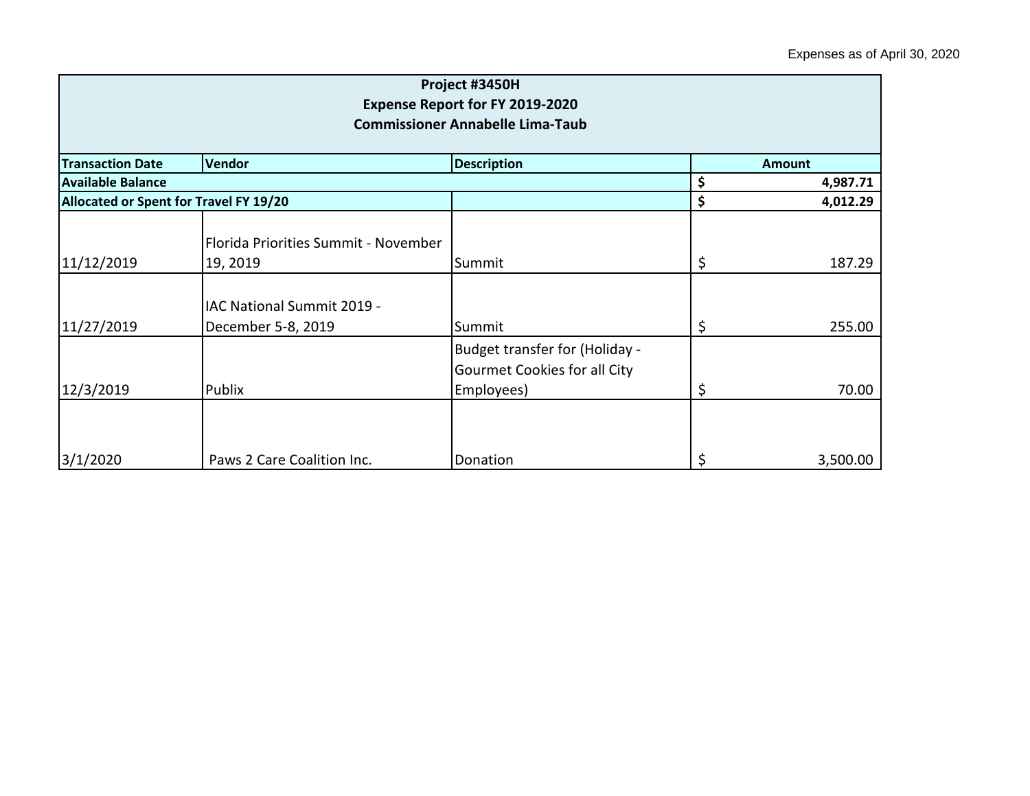Expenses as of April 30, 2020

| Project #3450H<br>Expense Report for FY 2019-2020<br>Commissioner Annabelle Lima-Taub | | | |
|---|---|---|---|
| **Transaction Date** | **Vendor** | **Description** | **Amount** |
| **Available Balance** | | | **$ 4,987.71** |
| **Allocated or Spent for Travel FY 19/20** | | | **$ 4,012.29** |
| 11/12/2019 | Florida Priorities Summit - November 19, 2019 | Summit | $ 187.29 |
| 11/27/2019 | IAC National Summit 2019 - December 5-8, 2019 | Summit | $ 255.00 |
| 12/3/2019 | Publix | Budget transfer for (Holiday - Gourmet Cookies for all City Employees) | $ 70.00 |
| 3/1/2020 | Paws 2 Care Coalition Inc. | Donation | $ 3,500.00 |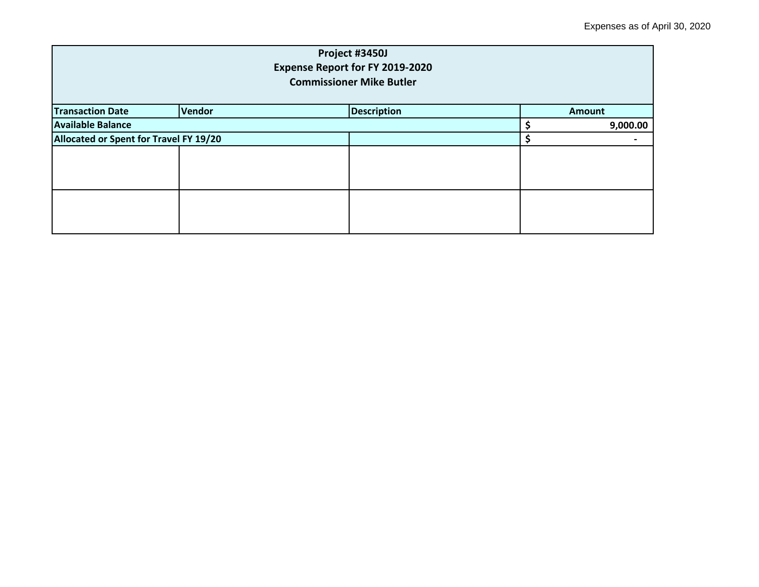Expenses as of April 30, 2020

| Project #3450J<br>Expense Report for FY 2019-2020<br>Commissioner Mike Butler | | | |
|---|---|---|---|
| **Transaction Date** | **Vendor** | **Description** | **Amount** |
| **Available Balance** | | | **$ 9,000.00** |
| **Allocated or Spent for Travel FY 19/20** | | | **$ -** |
| | | | |
| | | | |